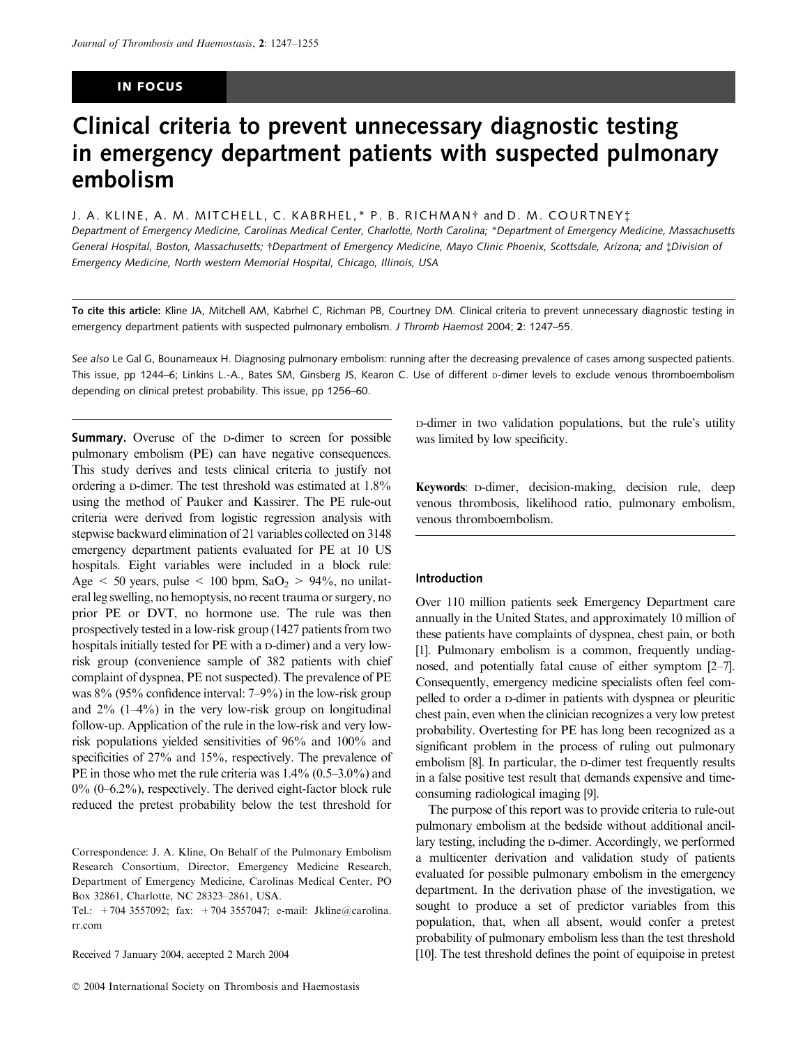IN FOCUS

# Clinical criteria to prevent unnecessary diagnostic testing in emergency department patients with suspected pulmonary embolism

J. A. KLINE, A. M. MITCHELL, C. KABRHEL,* P. B. RICHMAN† and D. M. COURTNEY‡

*Department of Emergency Medicine, Carolinas Medical Center, Charlotte, North Carolina; \*Department of Emergency Medicine, Massachusetts General Hospital, Boston, Massachusetts; †Department of Emergency Medicine, Mayo Clinic Phoenix, Scottsdale, Arizona; and ‡Division of Emergency Medicine, North western Memorial Hospital, Chicago, Illinois, USA*

**To cite this article:** Kline JA, Mitchell AM, Kabrhel C, Richman PB, Courtney DM. Clinical criteria to prevent unnecessary diagnostic testing in emergency department patients with suspected pulmonary embolism. *J Thromb Haemost* 2004; **2**: 1247–55.

*See also* Le Gal G, Bounameaux H. Diagnosing pulmonary embolism: running after the decreasing prevalence of cases among suspected patients. This issue, pp 1244–6; Linkins L.-A., Bates SM, Ginsberg JS, Kearon C. Use of different D-dimer levels to exclude venous thromboembolism depending on clinical pretest probability. This issue, pp 1256–60.

**Summary.** Overuse of the D-dimer to screen for possible pulmonary embolism (PE) can have negative consequences. This study derives and tests clinical criteria to justify not ordering a D-dimer. The test threshold was estimated at 1.8% using the method of Pauker and Kassirer. The PE rule-out criteria were derived from logistic regression analysis with stepwise backward elimination of 21 variables collected on 3148 emergency department patients evaluated for PE at 10 US hospitals. Eight variables were included in a block rule: Age < 50 years, pulse < 100 bpm, $SaO_2$ > 94%, no unilateral leg swelling, no hemoptysis, no recent trauma or surgery, no prior PE or DVT, no hormone use. The rule was then prospectively tested in a low-risk group (1427 patients from two hospitals initially tested for PE with a D-dimer) and a very low-risk group (convenience sample of 382 patients with chief complaint of dyspnea, PE not suspected). The prevalence of PE was 8% (95% confidence interval: 7–9%) in the low-risk group and 2% (1–4%) in the very low-risk group on longitudinal follow-up. Application of the rule in the low-risk and very low-risk populations yielded sensitivities of 96% and 100% and specificities of 27% and 15%, respectively. The prevalence of PE in those who met the rule criteria was 1.4% (0.5–3.0%) and 0% (0–6.2%), respectively. The derived eight-factor block rule reduced the pretest probability below the test threshold for D-dimer in two validation populations, but the rule's utility was limited by low specificity.

**Keywords**: D-dimer, decision-making, decision rule, deep venous thrombosis, likelihood ratio, pulmonary embolism, venous thromboembolism.

Correspondence: J. A. Kline, On Behalf of the Pulmonary Embolism Research Consortium, Director, Emergency Medicine Research, Department of Emergency Medicine, Carolinas Medical Center, PO Box 32861, Charlotte, NC 28323–2861, USA.

Tel.: +704 3557092; fax: +704 3557047; e-mail: Jkline@carolina.rr.com

Received 7 January 2004, accepted 2 March 2004

## Introduction

Over 110 million patients seek Emergency Department care annually in the United States, and approximately 10 million of these patients have complaints of dyspnea, chest pain, or both [1]. Pulmonary embolism is a common, frequently undiagnosed, and potentially fatal cause of either symptom [2–7]. Consequently, emergency medicine specialists often feel compelled to order a D-dimer in patients with dyspnea or pleuritic chest pain, even when the clinician recognizes a very low pretest probability. Overtesting for PE has long been recognized as a significant problem in the process of ruling out pulmonary embolism [8]. In particular, the D-dimer test frequently results in a false positive test result that demands expensive and time-consuming radiological imaging [9].

The purpose of this report was to provide criteria to rule-out pulmonary embolism at the bedside without additional ancillary testing, including the D-dimer. Accordingly, we performed a multicenter derivation and validation study of patients evaluated for possible pulmonary embolism in the emergency department. In the derivation phase of the investigation, we sought to produce a set of predictor variables from this population, that, when all absent, would confer a pretest probability of pulmonary embolism less than the test threshold [10]. The test threshold defines the point of equipoise in pretest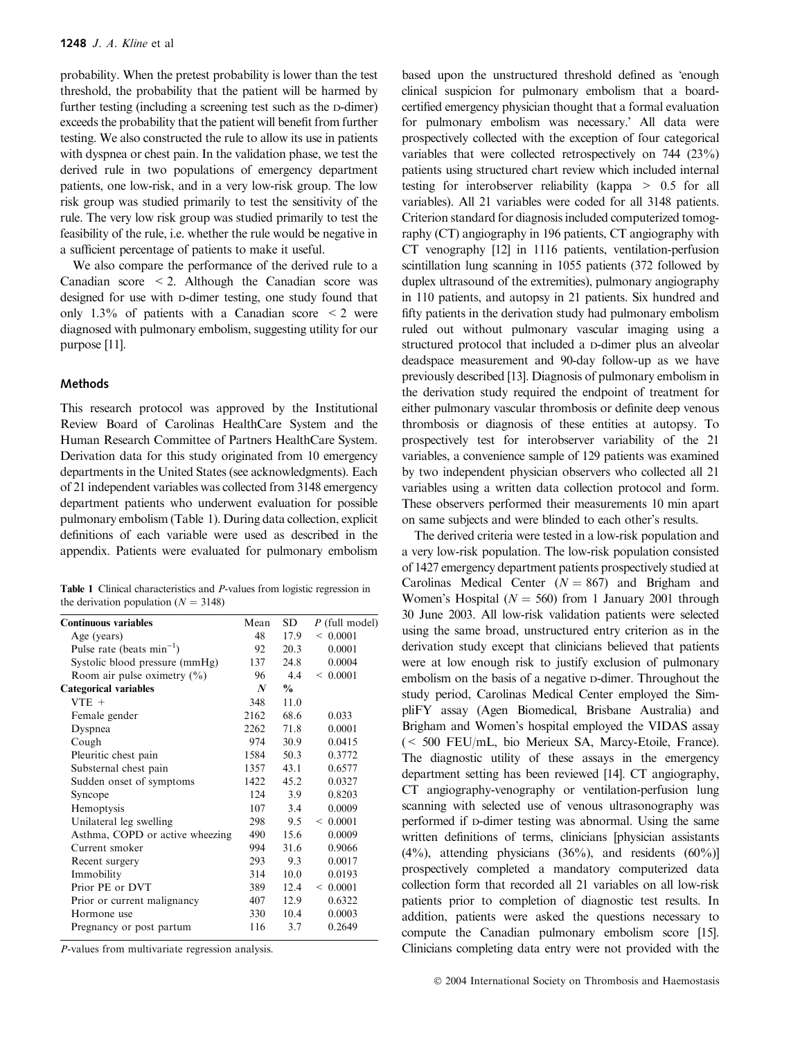probability. When the pretest probability is lower than the test threshold, the probability that the patient will be harmed by further testing (including a screening test such as the D-dimer) exceeds the probability that the patient will benefit from further testing. We also constructed the rule to allow its use in patients with dyspnea or chest pain. In the validation phase, we test the derived rule in two populations of emergency department patients, one low-risk, and in a very low-risk group. The low risk group was studied primarily to test the sensitivity of the rule. The very low risk group was studied primarily to test the feasibility of the rule, i.e. whether the rule would be negative in a sufficient percentage of patients to make it useful.

We also compare the performance of the derived rule to a Canadian score < 2. Although the Canadian score was designed for use with D-dimer testing, one study found that only 1.3% of patients with a Canadian score < 2 were diagnosed with pulmonary embolism, suggesting utility for our purpose [11].

## Methods

This research protocol was approved by the Institutional Review Board of Carolinas HealthCare System and the Human Research Committee of Partners HealthCare System. Derivation data for this study originated from 10 emergency departments in the United States (see acknowledgments). Each of 21 independent variables was collected from 3148 emergency department patients who underwent evaluation for possible pulmonary embolism (Table 1). During data collection, explicit definitions of each variable were used as described in the appendix. Patients were evaluated for pulmonary embolism based upon the unstructured threshold defined as 'enough clinical suspicion for pulmonary embolism that a board-certified emergency physician thought that a formal evaluation for pulmonary embolism was necessary.' All data were prospectively collected with the exception of four categorical variables that were collected retrospectively on 744 (23%) patients using structured chart review which included internal testing for interobserver reliability (kappa > 0.5 for all variables). All 21 variables were coded for all 3148 patients. Criterion standard for diagnosis included computerized tomography (CT) angiography in 196 patients, CT angiography with CT venography [12] in 1116 patients, ventilation-perfusion scintillation lung scanning in 1055 patients (372 followed by duplex ultrasound of the extremities), pulmonary angiography in 110 patients, and autopsy in 21 patients. Six hundred and fifty patients in the derivation study had pulmonary embolism ruled out without pulmonary vascular imaging using a structured protocol that included a D-dimer plus an alveolar deadspace measurement and 90-day follow-up as we have previously described [13]. Diagnosis of pulmonary embolism in the derivation study required the endpoint of treatment for either pulmonary vascular thrombosis or definite deep venous thrombosis or diagnosis of these entities at autopsy. To prospectively test for interobserver variability of the 21 variables, a convenience sample of 129 patients was examined by two independent physician observers who collected all 21 variables using a written data collection protocol and form. These observers performed their measurements 10 min apart on same subjects and were blinded to each other's results.

**Table 1** Clinical characteristics and *P*-values from logistic regression in the derivation population ($N = 3148$)

| Continuous variables | Mean | SD | *P* (full model) |
|---|---|---|---|
| Age (years) | 48 | 17.9 | < 0.0001 |
| Pulse rate (beats $min^{-1}$) | 92 | 20.3 | 0.0001 |
| Systolic blood pressure (mmHg) | 137 | 24.8 | 0.0004 |
| Room air pulse oximetry (%) | 96 | 4.4 | < 0.0001 |
| **Categorical variables** | ***N*** | **%** | |
| VTE + | 348 | 11.0 | |
| Female gender | 2162 | 68.6 | 0.033 |
| Dyspnea | 2262 | 71.8 | 0.0001 |
| Cough | 974 | 30.9 | 0.0415 |
| Pleuritic chest pain | 1584 | 50.3 | 0.3772 |
| Substernal chest pain | 1357 | 43.1 | 0.6577 |
| Sudden onset of symptoms | 1422 | 45.2 | 0.0327 |
| Syncope | 124 | 3.9 | 0.8203 |
| Hemoptysis | 107 | 3.4 | 0.0009 |
| Unilateral leg swelling | 298 | 9.5 | < 0.0001 |
| Asthma, COPD or active wheezing | 490 | 15.6 | 0.0009 |
| Current smoker | 994 | 31.6 | 0.9066 |
| Recent surgery | 293 | 9.3 | 0.0017 |
| Immobility | 314 | 10.0 | 0.0193 |
| Prior PE or DVT | 389 | 12.4 | < 0.0001 |
| Prior or current malignancy | 407 | 12.9 | 0.6322 |
| Hormone use | 330 | 10.4 | 0.0003 |
| Pregnancy or post partum | 116 | 3.7 | 0.2649 |

*P*-values from multivariate regression analysis.

The derived criteria were tested in a low-risk population and a very low-risk population. The low-risk population consisted of 1427 emergency department patients prospectively studied at Carolinas Medical Center ($N = 867$) and Brigham and Women's Hospital ($N = 560$) from 1 January 2001 through 30 June 2003. All low-risk validation patients were selected using the same broad, unstructured entry criterion as in the derivation study except that clinicians believed that patients were at low enough risk to justify exclusion of pulmonary embolism on the basis of a negative D-dimer. Throughout the study period, Carolinas Medical Center employed the SimpliFY assay (Agen Biomedical, Brisbane Australia) and Brigham and Women's hospital employed the VIDAS assay (< 500 FEU/mL, bio Merieux SA, Marcy-Etoile, France). The diagnostic utility of these assays in the emergency department setting has been reviewed [14]. CT angiography, CT angiography-venography or ventilation-perfusion lung scanning with selected use of venous ultrasonography was performed if D-dimer testing was abnormal. Using the same written definitions of terms, clinicians [physician assistants (4%), attending physicians (36%), and residents (60%)] prospectively completed a mandatory computerized data collection form that recorded all 21 variables on all low-risk patients prior to completion of diagnostic test results. In addition, patients were asked the questions necessary to compute the Canadian pulmonary embolism score [15]. Clinicians completing data entry were not provided with the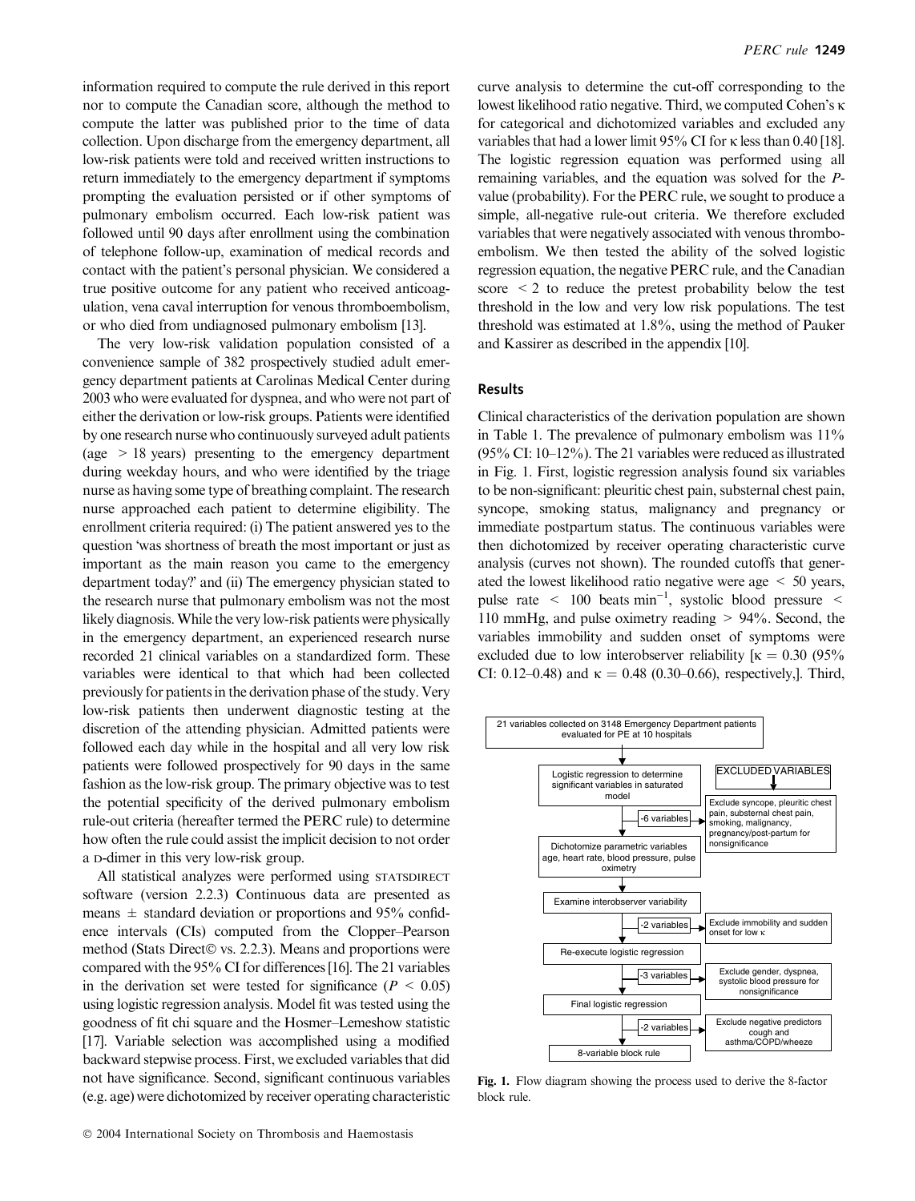information required to compute the rule derived in this report nor to compute the Canadian score, although the method to compute the latter was published prior to the time of data collection. Upon discharge from the emergency department, all low-risk patients were told and received written instructions to return immediately to the emergency department if symptoms prompting the evaluation persisted or if other symptoms of pulmonary embolism occurred. Each low-risk patient was followed until 90 days after enrollment using the combination of telephone follow-up, examination of medical records and contact with the patient's personal physician. We considered a true positive outcome for any patient who received anticoagulation, vena caval interruption for venous thromboembolism, or who died from undiagnosed pulmonary embolism [13].

The very low-risk validation population consisted of a convenience sample of 382 prospectively studied adult emergency department patients at Carolinas Medical Center during 2003 who were evaluated for dyspnea, and who were not part of either the derivation or low-risk groups. Patients were identified by one research nurse who continuously surveyed adult patients (age $> 18$ years) presenting to the emergency department during weekday hours, and who were identified by the triage nurse as having some type of breathing complaint. The research nurse approached each patient to determine eligibility. The enrollment criteria required: (i) The patient answered yes to the question 'was shortness of breath the most important or just as important as the main reason you came to the emergency department today?' and (ii) The emergency physician stated to the research nurse that pulmonary embolism was not the most likely diagnosis. While the very low-risk patients were physically in the emergency department, an experienced research nurse recorded 21 clinical variables on a standardized form. These variables were identical to that which had been collected previously for patients in the derivation phase of the study. Very low-risk patients then underwent diagnostic testing at the discretion of the attending physician. Admitted patients were followed each day while in the hospital and all very low risk patients were followed prospectively for 90 days in the same fashion as the low-risk group. The primary objective was to test the potential specificity of the derived pulmonary embolism rule-out criteria (hereafter termed the PERC rule) to determine how often the rule could assist the implicit decision to not order a D-dimer in this very low-risk group.

All statistical analyzes were performed using STATSDIRECT software (version 2.2.3) Continuous data are presented as means ± standard deviation or proportions and 95% confidence intervals (CIs) computed from the Clopper–Pearson method (Stats Direct© vs. 2.2.3). Means and proportions were compared with the 95% CI for differences [16]. The 21 variables in the derivation set were tested for significance ($P < 0.05$) using logistic regression analysis. Model fit was tested using the goodness of fit chi square and the Hosmer–Lemeshow statistic [17]. Variable selection was accomplished using a modified backward stepwise process. First, we excluded variables that did not have significance. Second, significant continuous variables (e.g. age) were dichotomized by receiver operating characteristic curve analysis to determine the cut-off corresponding to the lowest likelihood ratio negative. Third, we computed Cohen's $\kappa$ for categorical and dichotomized variables and excluded any variables that had a lower limit 95% CI for $\kappa$ less than 0.40 [18]. The logistic regression equation was performed using all remaining variables, and the equation was solved for the *P*-value (probability). For the PERC rule, we sought to produce a simple, all-negative rule-out criteria. We therefore excluded variables that were negatively associated with venous thromboembolism. We then tested the ability of the solved logistic regression equation, the negative PERC rule, and the Canadian score $< 2$ to reduce the pretest probability below the test threshold in the low and very low risk populations. The test threshold was estimated at 1.8%, using the method of Pauker and Kassirer as described in the appendix [10].

## Results

Clinical characteristics of the derivation population are shown in Table 1. The prevalence of pulmonary embolism was 11% (95% CI: 10–12%). The 21 variables were reduced as illustrated in Fig. 1. First, logistic regression analysis found six variables to be non-significant: pleuritic chest pain, substernal chest pain, syncope, smoking status, malignancy and pregnancy or immediate postpartum status. The continuous variables were then dichotomized by receiver operating characteristic curve analysis (curves not shown). The rounded cutoffs that generated the lowest likelihood ratio negative were age $< 50$ years, pulse rate $< 100$ beats $\text{min}^{-1}$, systolic blood pressure $<$ 110 mmHg, and pulse oximetry reading $> 94\%$. Second, the variables immobility and sudden onset of symptoms were excluded due to low interobserver reliability [$\kappa = 0.30$ (95% CI: 0.12–0.48) and $\kappa = 0.48$ (0.30–0.66), respectively,]. Third,

- 21 variables collected on 3148 Emergency Department patients evaluated for PE at 10 hospitals
- Logistic regression to determine significant variables in saturated model
  - −6 variables → EXCLUDED VARIABLES: Exclude syncope, pleuritic chest pain, substernal chest pain, smoking, malignancy, pregnancy/post-partum for nonsignificance
- Dichotomize parametric variables age, heart rate, blood pressure, pulse oximetry
- Examine interobserver variability
  - −2 variables → Exclude immobility and sudden onset for low κ
- Re-execute logistic regression
  - −3 variables → Exclude gender, dyspnea, systolic blood pressure for nonsignificance
- Final logistic regression
  - −2 variables → Exclude negative predictors cough and asthma/COPD/wheeze
- 8-variable block rule

**Fig. 1.** Flow diagram showing the process used to derive the 8-factor block rule.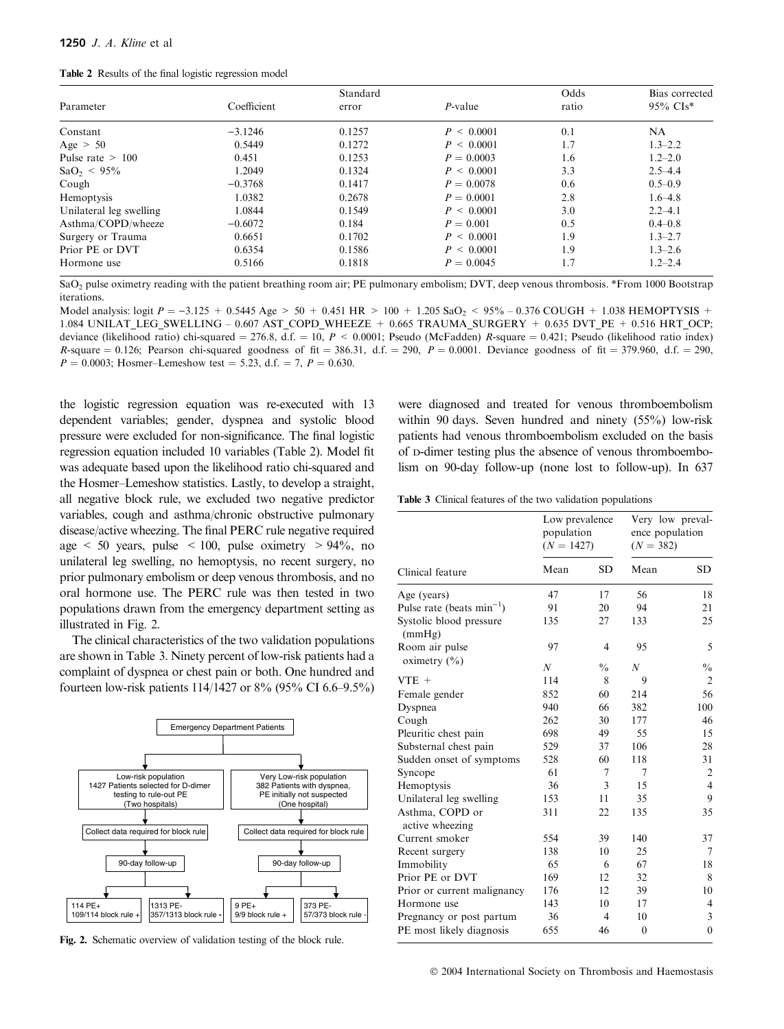**Table 2** Results of the final logistic regression model

| Parameter | Coefficient | Standard error | *P*-value | Odds ratio | Bias corrected 95% CIs* |
|---|---|---|---|---|---|
| Constant | −3.1246 | 0.1257 | $P < 0.0001$ | 0.1 | NA |
| Age > 50 | 0.5449 | 0.1272 | $P < 0.0001$ | 1.7 | 1.3–2.2 |
| Pulse rate > 100 | 0.451 | 0.1253 | $P = 0.0003$ | 1.6 | 1.2–2.0 |
| $SaO_2$ < 95% | 1.2049 | 0.1324 | $P < 0.0001$ | 3.3 | 2.5–4.4 |
| Cough | −0.3768 | 0.1417 | $P = 0.0078$ | 0.6 | 0.5–0.9 |
| Hemoptysis | 1.0382 | 0.2678 | $P = 0.0001$ | 2.8 | 1.6–4.8 |
| Unilateral leg swelling | 1.0844 | 0.1549 | $P < 0.0001$ | 3.0 | 2.2–4.1 |
| Asthma/COPD/wheeze | −0.6072 | 0.184 | $P = 0.001$ | 0.5 | 0.4–0.8 |
| Surgery or Trauma | 0.6651 | 0.1702 | $P < 0.0001$ | 1.9 | 1.3–2.7 |
| Prior PE or DVT | 0.6354 | 0.1586 | $P < 0.0001$ | 1.9 | 1.3–2.6 |
| Hormone use | 0.5166 | 0.1818 | $P = 0.0045$ | 1.7 | 1.2–2.4 |

$SaO_2$ pulse oximetry reading with the patient breathing room air; PE pulmonary embolism; DVT, deep venous thrombosis. *From 1000 Bootstrap iterations.

Model analysis: logit $P = -3.125 + 0.5445$ Age > 50 + 0.451 HR > 100 + 1.205 $SaO_2$ < 95% – 0.376 COUGH + 1.038 HEMOPTYSIS + 1.084 UNILAT_LEG_SWELLING – 0.607 AST_COPD_WHEEZE + 0.665 TRAUMA_SURGERY + 0.635 DVT_PE + 0.516 HRT_OCP; deviance (likelihood ratio) chi-squared = 276.8, d.f. = 10, $P < 0.0001$; Pseudo (McFadden) *R*-square = 0.421; Pseudo (likelihood ratio index) *R*-square = 0.126; Pearson chi-squared goodness of fit = 386.31, d.f. = 290, $P = 0.0001$. Deviance goodness of fit = 379.960, d.f. = 290, $P = 0.0003$; Hosmer–Lemeshow test = 5.23, d.f. = 7, $P = 0.630$.

the logistic regression equation was re-executed with 13 dependent variables; gender, dyspnea and systolic blood pressure were excluded for non-significance. The final logistic regression equation included 10 variables (Table 2). Model fit was adequate based upon the likelihood ratio chi-squared and the Hosmer–Lemeshow statistics. Lastly, to develop a straight, all negative block rule, we excluded two negative predictor variables, cough and asthma/chronic obstructive pulmonary disease/active wheezing. The final PERC rule negative required age < 50 years, pulse < 100, pulse oximetry > 94%, no unilateral leg swelling, no hemoptysis, no recent surgery, no prior pulmonary embolism or deep venous thrombosis, and no oral hormone use. The PERC rule was then tested in two populations drawn from the emergency department setting as illustrated in Fig. 2.

The clinical characteristics of the two validation populations are shown in Table 3. Ninety percent of low-risk patients had a complaint of dyspnea or chest pain or both. One hundred and fourteen low-risk patients 114/1427 or 8% (95% CI 6.6–9.5%) were diagnosed and treated for venous thromboembolism within 90 days. Seven hundred and ninety (55%) low-risk patients had venous thromboembolism excluded on the basis of D-dimer testing plus the absence of venous thromboembolism on 90-day follow-up (none lost to follow-up). In 637

Emergency Department Patients

- Low-risk population: 1427 Patients selected for D-dimer testing to rule-out PE (Two hospitals) → Collect data required for block rule → 90-day follow-up → 114 PE+ (109/114 block rule +); 1313 PE− (357/1313 block rule −)
- Very Low-risk population: 382 Patients with dyspnea, PE initially not suspected (One hospital) → Collect data required for block rule → 90-day follow-up → 9 PE+ (9/9 block rule +); 373 PE− (57/373 block rule −)

**Fig. 2.** Schematic overview of validation testing of the block rule.

**Table 3** Clinical features of the two validation populations

| Clinical feature | Low prevalence population ($N = 1427$) | | Very low prevalence population ($N = 382$) | |
|---|---|---|---|---|
| | Mean | SD | Mean | SD |
| Age (years) | 47 | 17 | 56 | 18 |
| Pulse rate (beats $min^{-1}$) | 91 | 20 | 94 | 21 |
| Systolic blood pressure (mmHg) | 135 | 27 | 133 | 25 |
| Room air pulse oximetry (%) | 97 | 4 | 95 | 5 |
| | *N* | % | *N* | % |
| VTE + | 114 | 8 | 9 | 2 |
| Female gender | 852 | 60 | 214 | 56 |
| Dyspnea | 940 | 66 | 382 | 100 |
| Cough | 262 | 30 | 177 | 46 |
| Pleuritic chest pain | 698 | 49 | 55 | 15 |
| Substernal chest pain | 529 | 37 | 106 | 28 |
| Sudden onset of symptoms | 528 | 60 | 118 | 31 |
| Syncope | 61 | 7 | 7 | 2 |
| Hemoptysis | 36 | 3 | 15 | 4 |
| Unilateral leg swelling | 153 | 11 | 35 | 9 |
| Asthma, COPD or active wheezing | 311 | 22 | 135 | 35 |
| Current smoker | 554 | 39 | 140 | 37 |
| Recent surgery | 138 | 10 | 25 | 7 |
| Immobility | 65 | 6 | 67 | 18 |
| Prior PE or DVT | 169 | 12 | 32 | 8 |
| Prior or current malignancy | 176 | 12 | 39 | 10 |
| Hormone use | 143 | 10 | 17 | 4 |
| Pregnancy or post partum | 36 | 4 | 10 | 3 |
| PE most likely diagnosis | 655 | 46 | 0 | 0 |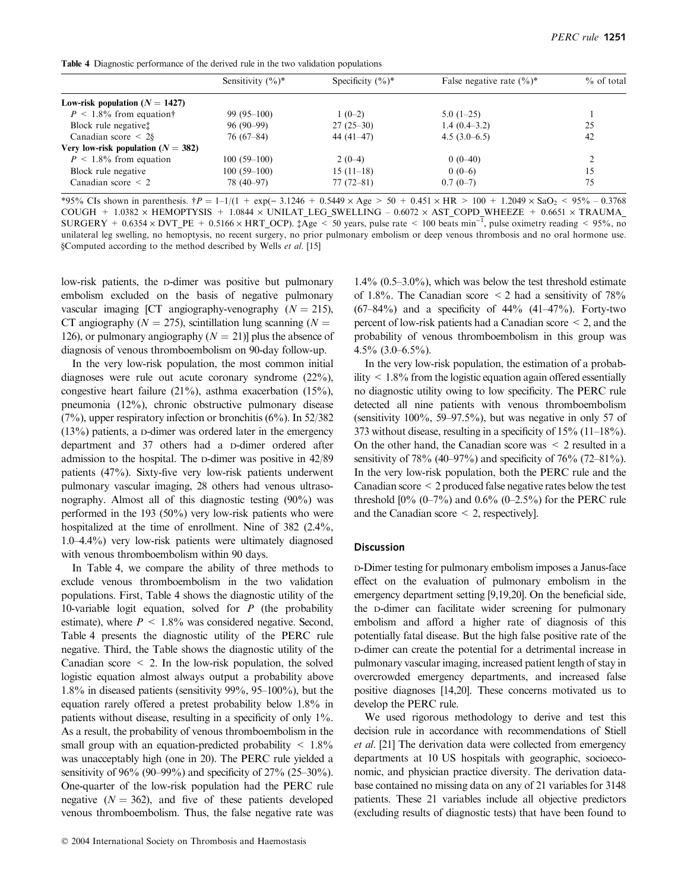**Table 4** Diagnostic performance of the derived rule in the two validation populations

| | Sensitivity (%)* | Specificity (%)* | False negative rate (%)* | % of total |
|---|---|---|---|---|
| **Low-risk population ($N = 1427$)** | | | | |
| $P < 1.8\%$ from equation† | 99 (95–100) | 1 (0–2) | 5.0 (1–25) | 1 |
| Block rule negative‡ | 96 (90–99) | 27 (25–30) | 1.4 (0.4–3.2) | 25 |
| Canadian score < 2§ | 76 (67–84) | 44 (41–47) | 4.5 (3.0–6.5) | 42 |
| **Very low-risk population ($N = 382$)** | | | | |
| $P < 1.8\%$ from equation | 100 (59–100) | 2 (0–4) | 0 (0–40) | 2 |
| Block rule negative | 100 (59–100) | 15 (11–18) | 0 (0–6) | 15 |
| Canadian score < 2 | 78 (40–97) | 77 (72–81) | 0.7 (0–7) | 75 |

*95% CIs shown in parenthesis. †$P = 1–1/(1 + \exp(-3.1246 + 0.5449 \times \text{Age} > 50 + 0.451 \times \text{HR} > 100 + 1.2049 \times \text{SaO}_2 < 95\% - 0.3768 \text{ COUGH} + 1.0382 \times \text{HEMOPTYSIS} + 1.0844 \times \text{UNILAT\_LEG\_SWELLING} - 0.6072 \times \text{AST\_COPD\_WHEEZE} + 0.6651 \times \text{TRAUMA\_SURGERY} + 0.6354 \times \text{DVT\_PE} + 0.5166 \times \text{HRT\_OCP})$. ‡Age < 50 years, pulse rate < 100 beats $\text{min}^{-1}$, pulse oximetry reading < 95%, no unilateral leg swelling, no hemoptysis, no recent surgery, no prior pulmonary embolism or deep venous thrombosis and no oral hormone use. §Computed according to the method described by Wells *et al.* [15]

low-risk patients, the D-dimer was positive but pulmonary embolism excluded on the basis of negative pulmonary vascular imaging [CT angiography-venography ($N = 215$), CT angiography ($N = 275$), scintillation lung scanning ($N = 126$), or pulmonary angiography ($N = 21$)] plus the absence of diagnosis of venous thromboembolism on 90-day follow-up.

In the very low-risk population, the most common initial diagnoses were rule out acute coronary syndrome (22%), congestive heart failure (21%), asthma exacerbation (15%), pneumonia (12%), chronic obstructive pulmonary disease (7%), upper respiratory infection or bronchitis (6%). In 52/382 (13%) patients, a D-dimer was ordered later in the emergency department and 37 others had a D-dimer ordered after admission to the hospital. The D-dimer was positive in 42/89 patients (47%). Sixty-five very low-risk patients underwent pulmonary vascular imaging, 28 others had venous ultrasonography. Almost all of this diagnostic testing (90%) was performed in the 193 (50%) very low-risk patients who were hospitalized at the time of enrollment. Nine of 382 (2.4%, 1.0–4.4%) very low-risk patients were ultimately diagnosed with venous thromboembolism within 90 days.

In Table 4, we compare the ability of three methods to exclude venous thromboembolism in the two validation populations. First, Table 4 shows the diagnostic utility of the 10-variable logit equation, solved for $P$ (the probability estimate), where $P < 1.8\%$ was considered negative. Second, Table 4 presents the diagnostic utility of the PERC rule negative. Third, the Table shows the diagnostic utility of the Canadian score < 2. In the low-risk population, the solved logistic equation almost always output a probability above 1.8% in diseased patients (sensitivity 99%, 95–100%), but the equation rarely offered a pretest probability below 1.8% in patients without disease, resulting in a specificity of only 1%. As a result, the probability of venous thromboembolism in the small group with an equation-predicted probability < 1.8% was unacceptably high (one in 20). The PERC rule yielded a sensitivity of 96% (90–99%) and specificity of 27% (25–30%). One-quarter of the low-risk population had the PERC rule negative ($N = 362$), and five of these patients developed venous thromboembolism. Thus, the false negative rate was 1.4% (0.5–3.0%), which was below the test threshold estimate of 1.8%. The Canadian score < 2 had a sensitivity of 78% (67–84%) and a specificity of 44% (41–47%). Forty-two percent of low-risk patients had a Canadian score < 2, and the probability of venous thromboembolism in this group was 4.5% (3.0–6.5%).

In the very low-risk population, the estimation of a probability < 1.8% from the logistic equation again offered essentially no diagnostic utility owing to low specificity. The PERC rule detected all nine patients with venous thromboembolism (sensitivity 100%, 59–97.5%), but was negative in only 57 of 373 without disease, resulting in a specificity of 15% (11–18%). On the other hand, the Canadian score was < 2 resulted in a sensitivity of 78% (40–97%) and specificity of 76% (72–81%). In the very low-risk population, both the PERC rule and the Canadian score < 2 produced false negative rates below the test threshold [0% (0–7%) and 0.6% (0–2.5%) for the PERC rule and the Canadian score < 2, respectively].

## Discussion

D-Dimer testing for pulmonary embolism imposes a Janus-face effect on the evaluation of pulmonary embolism in the emergency department setting [9,19,20]. On the beneficial side, the D-dimer can facilitate wider screening for pulmonary embolism and afford a higher rate of diagnosis of this potentially fatal disease. But the high false positive rate of the D-dimer can create the potential for a detrimental increase in pulmonary vascular imaging, increased patient length of stay in overcrowded emergency departments, and increased false positive diagnoses [14,20]. These concerns motivated us to develop the PERC rule.

We used rigorous methodology to derive and test this decision rule in accordance with recommendations of Stiell *et al.* [21] The derivation data were collected from emergency departments at 10 US hospitals with geographic, socioeconomic, and physician practice diversity. The derivation database contained no missing data on any of 21 variables for 3148 patients. These 21 variables include all objective predictors (excluding results of diagnostic tests) that have been found to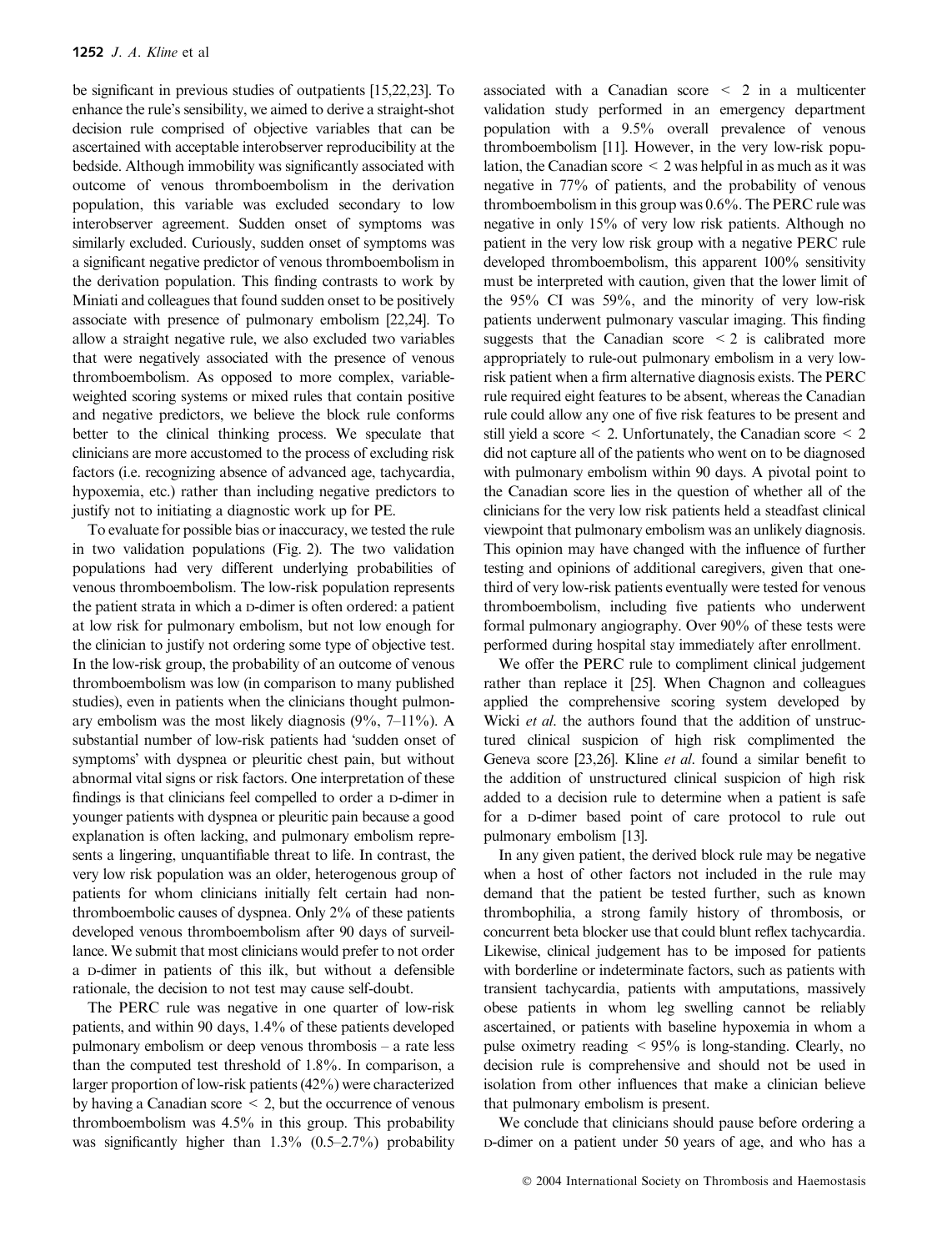be significant in previous studies of outpatients [15,22,23]. To enhance the rule's sensibility, we aimed to derive a straight-shot decision rule comprised of objective variables that can be ascertained with acceptable interobserver reproducibility at the bedside. Although immobility was significantly associated with outcome of venous thromboembolism in the derivation population, this variable was excluded secondary to low interobserver agreement. Sudden onset of symptoms was similarly excluded. Curiously, sudden onset of symptoms was a significant negative predictor of venous thromboembolism in the derivation population. This finding contrasts to work by Miniati and colleagues that found sudden onset to be positively associate with presence of pulmonary embolism [22,24]. To allow a straight negative rule, we also excluded two variables that were negatively associated with the presence of venous thromboembolism. As opposed to more complex, variable-weighted scoring systems or mixed rules that contain positive and negative predictors, we believe the block rule conforms better to the clinical thinking process. We speculate that clinicians are more accustomed to the process of excluding risk factors (i.e. recognizing absence of advanced age, tachycardia, hypoxemia, etc.) rather than including negative predictors to justify not to initiating a diagnostic work up for PE.

To evaluate for possible bias or inaccuracy, we tested the rule in two validation populations (Fig. 2). The two validation populations had very different underlying probabilities of venous thromboembolism. The low-risk population represents the patient strata in which a D-dimer is often ordered: a patient at low risk for pulmonary embolism, but not low enough for the clinician to justify not ordering some type of objective test. In the low-risk group, the probability of an outcome of venous thromboembolism was low (in comparison to many published studies), even in patients when the clinicians thought pulmonary embolism was the most likely diagnosis (9%, 7–11%). A substantial number of low-risk patients had 'sudden onset of symptoms' with dyspnea or pleuritic chest pain, but without abnormal vital signs or risk factors. One interpretation of these findings is that clinicians feel compelled to order a D-dimer in younger patients with dyspnea or pleuritic pain because a good explanation is often lacking, and pulmonary embolism represents a lingering, unquantifiable threat to life. In contrast, the very low risk population was an older, heterogenous group of patients for whom clinicians initially felt certain had non-thromboembolic causes of dyspnea. Only 2% of these patients developed venous thromboembolism after 90 days of surveillance. We submit that most clinicians would prefer to not order a D-dimer in patients of this ilk, but without a defensible rationale, the decision to not test may cause self-doubt.

The PERC rule was negative in one quarter of low-risk patients, and within 90 days, 1.4% of these patients developed pulmonary embolism or deep venous thrombosis – a rate less than the computed test threshold of 1.8%. In comparison, a larger proportion of low-risk patients (42%) were characterized by having a Canadian score $< 2$, but the occurrence of venous thromboembolism was 4.5% in this group. This probability was significantly higher than 1.3% (0.5–2.7%) probability associated with a Canadian score $< 2$ in a multicenter validation study performed in an emergency department population with a 9.5% overall prevalence of venous thromboembolism [11]. However, in the very low-risk population, the Canadian score $< 2$ was helpful in as much as it was negative in 77% of patients, and the probability of venous thromboembolism in this group was 0.6%. The PERC rule was negative in only 15% of very low risk patients. Although no patient in the very low risk group with a negative PERC rule developed thromboembolism, this apparent 100% sensitivity must be interpreted with caution, given that the lower limit of the 95% CI was 59%, and the minority of very low-risk patients underwent pulmonary vascular imaging. This finding suggests that the Canadian score $< 2$ is calibrated more appropriately to rule-out pulmonary embolism in a very low-risk patient when a firm alternative diagnosis exists. The PERC rule required eight features to be absent, whereas the Canadian rule could allow any one of five risk features to be present and still yield a score $< 2$. Unfortunately, the Canadian score $< 2$ did not capture all of the patients who went on to be diagnosed with pulmonary embolism within 90 days. A pivotal point to the Canadian score lies in the question of whether all of the clinicians for the very low risk patients held a steadfast clinical viewpoint that pulmonary embolism was an unlikely diagnosis. This opinion may have changed with the influence of further testing and opinions of additional caregivers, given that one-third of very low-risk patients eventually were tested for venous thromboembolism, including five patients who underwent formal pulmonary angiography. Over 90% of these tests were performed during hospital stay immediately after enrollment.

We offer the PERC rule to compliment clinical judgement rather than replace it [25]. When Chagnon and colleagues applied the comprehensive scoring system developed by Wicki *et al*. the authors found that the addition of unstructured clinical suspicion of high risk complimented the Geneva score [23,26]. Kline *et al*. found a similar benefit to the addition of unstructured clinical suspicion of high risk added to a decision rule to determine when a patient is safe for a D-dimer based point of care protocol to rule out pulmonary embolism [13].

In any given patient, the derived block rule may be negative when a host of other factors not included in the rule may demand that the patient be tested further, such as known thrombophilia, a strong family history of thrombosis, or concurrent beta blocker use that could blunt reflex tachycardia. Likewise, clinical judgement has to be imposed for patients with borderline or indeterminate factors, such as patients with transient tachycardia, patients with amputations, massively obese patients in whom leg swelling cannot be reliably ascertained, or patients with baseline hypoxemia in whom a pulse oximetry reading $< 95\%$ is long-standing. Clearly, no decision rule is comprehensive and should not be used in isolation from other influences that make a clinician believe that pulmonary embolism is present.

We conclude that clinicians should pause before ordering a D-dimer on a patient under 50 years of age, and who has a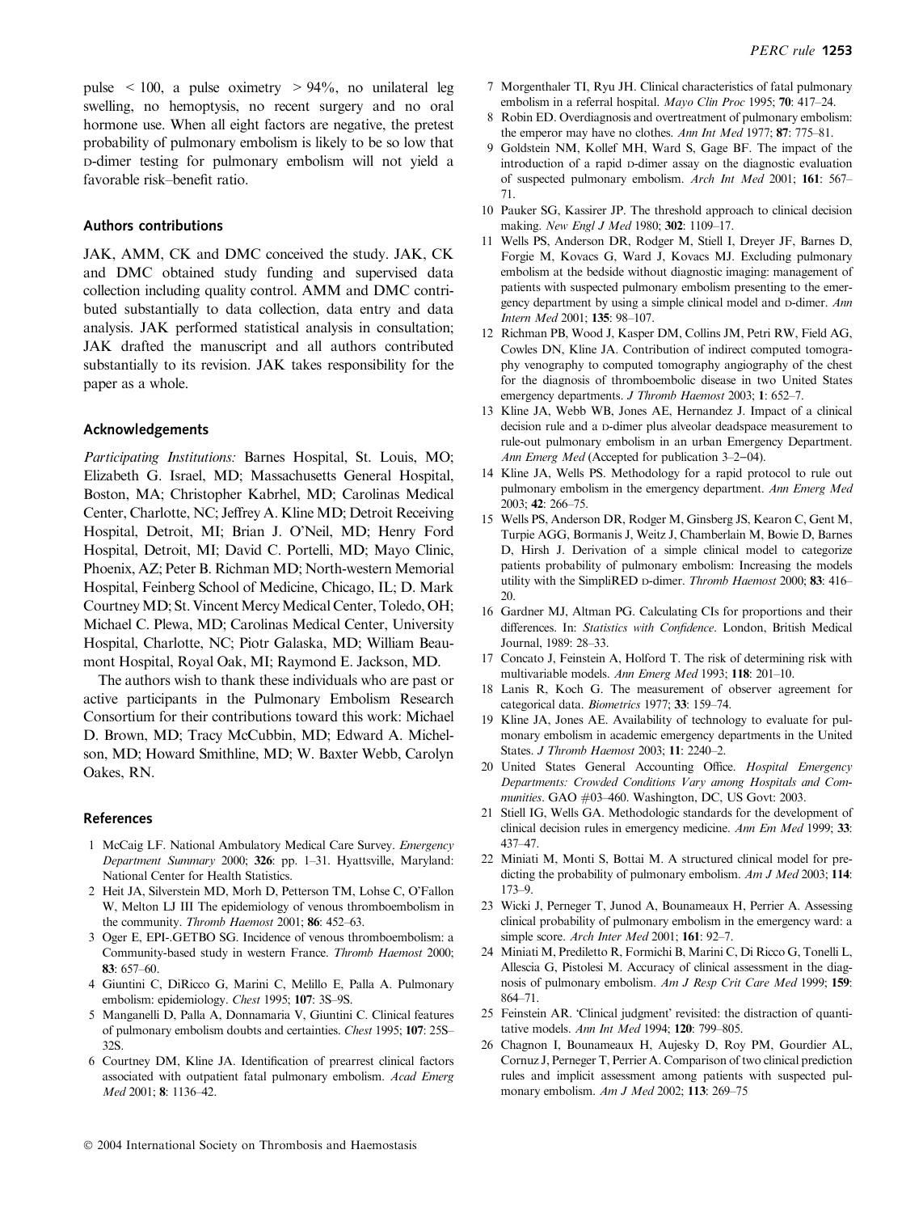pulse < 100, a pulse oximetry > 94%, no unilateral leg swelling, no hemoptysis, no recent surgery and no oral hormone use. When all eight factors are negative, the pretest probability of pulmonary embolism is likely to be so low that D-dimer testing for pulmonary embolism will not yield a favorable risk–benefit ratio.

### Authors contributions

JAK, AMM, CK and DMC conceived the study. JAK, CK and DMC obtained study funding and supervised data collection including quality control. AMM and DMC contributed substantially to data collection, data entry and data analysis. JAK performed statistical analysis in consultation; JAK drafted the manuscript and all authors contributed substantially to its revision. JAK takes responsibility for the paper as a whole.

### Acknowledgements

*Participating Institutions:* Barnes Hospital, St. Louis, MO; Elizabeth G. Israel, MD; Massachusetts General Hospital, Boston, MA; Christopher Kabrhel, MD; Carolinas Medical Center, Charlotte, NC; Jeffrey A. Kline MD; Detroit Receiving Hospital, Detroit, MI; Brian J. O'Neil, MD; Henry Ford Hospital, Detroit, MI; David C. Portelli, MD; Mayo Clinic, Phoenix, AZ; Peter B. Richman MD; North-western Memorial Hospital, Feinberg School of Medicine, Chicago, IL; D. Mark Courtney MD; St. Vincent Mercy Medical Center, Toledo, OH; Michael C. Plewa, MD; Carolinas Medical Center, University Hospital, Charlotte, NC; Piotr Galaska, MD; William Beaumont Hospital, Royal Oak, MI; Raymond E. Jackson, MD.

The authors wish to thank these individuals who are past or active participants in the Pulmonary Embolism Research Consortium for their contributions toward this work: Michael D. Brown, MD; Tracy McCubbin, MD; Edward A. Michelson, MD; Howard Smithline, MD; W. Baxter Webb, Carolyn Oakes, RN.

### References

1 McCaig LF. National Ambulatory Medical Care Survey. *Emergency Department Summary* 2000; **326**: pp. 1–31. Hyattsville, Maryland: National Center for Health Statistics.

2 Heit JA, Silverstein MD, Morh D, Petterson TM, Lohse C, O'Fallon W, Melton LJ III The epidemiology of venous thromboembolism in the community. *Thromb Haemost* 2001; **86**: 452–63.

3 Oger E, EPI-.GETBO SG. Incidence of venous thromboembolism: a Community-based study in western France. *Thromb Haemost* 2000; **83**: 657–60.

4 Giuntini C, DiRicco G, Marini C, Melillo E, Palla A. Pulmonary embolism: epidemiology. *Chest* 1995; **107**: 3S–9S.

5 Manganelli D, Palla A, Donnamaria V, Giuntini C. Clinical features of pulmonary embolism doubts and certainties. *Chest* 1995; **107**: 25S–32S.

6 Courtney DM, Kline JA. Identification of prearrest clinical factors associated with outpatient fatal pulmonary embolism. *Acad Emerg Med* 2001; **8**: 1136–42.

7 Morgenthaler TI, Ryu JH. Clinical characteristics of fatal pulmonary embolism in a referral hospital. *Mayo Clin Proc* 1995; **70**: 417–24.

8 Robin ED. Overdiagnosis and overtreatment of pulmonary embolism: the emperor may have no clothes. *Ann Int Med* 1977; **87**: 775–81.

9 Goldstein NM, Kollef MH, Ward S, Gage BF. The impact of the introduction of a rapid D-dimer assay on the diagnostic evaluation of suspected pulmonary embolism. *Arch Int Med* 2001; **161**: 567–71.

10 Pauker SG, Kassirer JP. The threshold approach to clinical decision making. *New Engl J Med* 1980; **302**: 1109–17.

11 Wells PS, Anderson DR, Rodger M, Stiell I, Dreyer JF, Barnes D, Forgie M, Kovacs G, Ward J, Kovacs MJ. Excluding pulmonary embolism at the bedside without diagnostic imaging: management of patients with suspected pulmonary embolism presenting to the emergency department by using a simple clinical model and D-dimer. *Ann Intern Med* 2001; **135**: 98–107.

12 Richman PB, Wood J, Kasper DM, Collins JM, Petri RW, Field AG, Cowles DN, Kline JA. Contribution of indirect computed tomography venography to computed tomography angiography of the chest for the diagnosis of thromboembolic disease in two United States emergency departments. *J Thromb Haemost* 2003; **1**: 652–7.

13 Kline JA, Webb WB, Jones AE, Hernandez J. Impact of a clinical decision rule and a D-dimer plus alveolar deadspace measurement to rule-out pulmonary embolism in an urban Emergency Department. *Ann Emerg Med* (Accepted for publication 3–2–04).

14 Kline JA, Wells PS. Methodology for a rapid protocol to rule out pulmonary embolism in the emergency department. *Ann Emerg Med* 2003; **42**: 266–75.

15 Wells PS, Anderson DR, Rodger M, Ginsberg JS, Kearon C, Gent M, Turpie AGG, Bormanis J, Weitz J, Chamberlain M, Bowie D, Barnes D, Hirsh J. Derivation of a simple clinical model to categorize patients probability of pulmonary embolism: Increasing the models utility with the SimpliRED D-dimer. *Thromb Haemost* 2000; **83**: 416–20.

16 Gardner MJ, Altman PG. Calculating CIs for proportions and their differences. In: *Statistics with Confidence*. London, British Medical Journal, 1989: 28–33.

17 Concato J, Feinstein A, Holford T. The risk of determining risk with multivariable models. *Ann Emerg Med* 1993; **118**: 201–10.

18 Lanis R, Koch G. The measurement of observer agreement for categorical data. *Biometrics* 1977; **33**: 159–74.

19 Kline JA, Jones AE. Availability of technology to evaluate for pulmonary embolism in academic emergency departments in the United States. *J Thromb Haemost* 2003; **11**: 2240–2.

20 United States General Accounting Office. *Hospital Emergency Departments: Crowded Conditions Vary among Hospitals and Communities*. GAO #03–460. Washington, DC, US Govt: 2003.

21 Stiell IG, Wells GA. Methodologic standards for the development of clinical decision rules in emergency medicine. *Ann Em Med* 1999; **33**: 437–47.

22 Miniati M, Monti S, Bottai M. A structured clinical model for predicting the probability of pulmonary embolism. *Am J Med* 2003; **114**: 173–9.

23 Wicki J, Perneger T, Junod A, Bounameaux H, Perrier A. Assessing clinical probability of pulmonary embolism in the emergency ward: a simple score. *Arch Inter Med* 2001; **161**: 92–7.

24 Miniati M, Prediletto R, Formichi B, Marini C, Di Ricco G, Tonelli L, Allescia G, Pistolesi M. Accuracy of clinical assessment in the diagnosis of pulmonary embolism. *Am J Resp Crit Care Med* 1999; **159**: 864–71.

25 Feinstein AR. 'Clinical judgment' revisited: the distraction of quantitative models. *Ann Int Med* 1994; **120**: 799–805.

26 Chagnon I, Bounameaux H, Aujesky D, Roy PM, Gourdier AL, Cornuz J, Perneger T, Perrier A. Comparison of two clinical prediction rules and implicit assessment among patients with suspected pulmonary embolism. *Am J Med* 2002; **113**: 269–75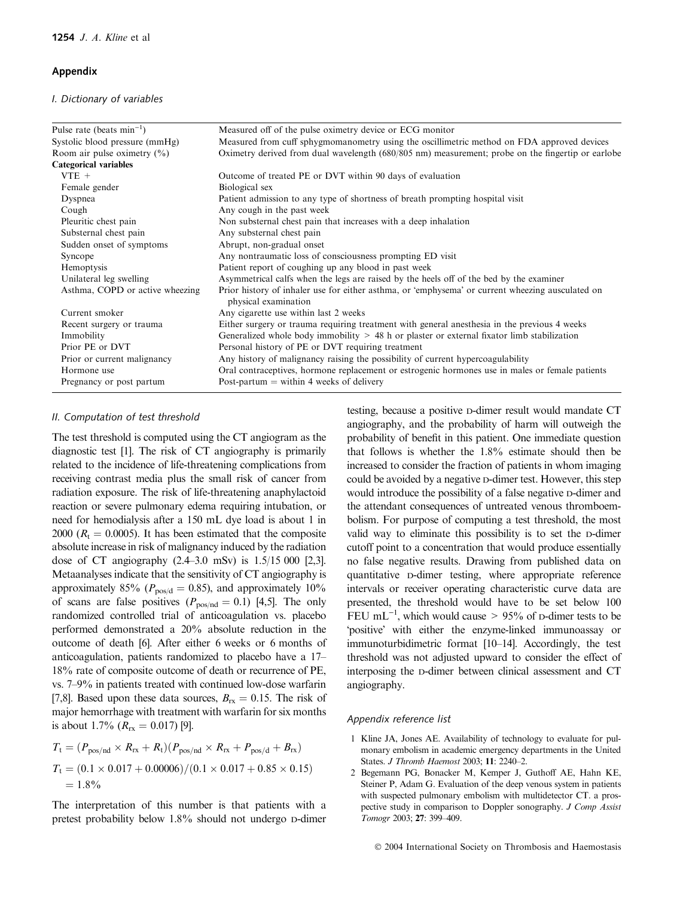## Appendix

### I. Dictionary of variables

| | |
|---|---|
| Pulse rate (beats $\min^{-1}$) | Measured off of the pulse oximetry device or ECG monitor |
| Systolic blood pressure (mmHg) | Measured from cuff sphygmomanometry using the oscillimetric method on FDA approved devices |
| Room air pulse oximetry (%) | Oximetry derived from dual wavelength (680/805 nm) measurement; probe on the fingertip or earlobe |
| **Categorical variables** | |
| VTE + | Outcome of treated PE or DVT within 90 days of evaluation |
| Female gender | Biological sex |
| Dyspnea | Patient admission to any type of shortness of breath prompting hospital visit |
| Cough | Any cough in the past week |
| Pleuritic chest pain | Non substernal chest pain that increases with a deep inhalation |
| Substernal chest pain | Any substernal chest pain |
| Sudden onset of symptoms | Abrupt, non-gradual onset |
| Syncope | Any nontraumatic loss of consciousness prompting ED visit |
| Hemoptysis | Patient report of coughing up any blood in past week |
| Unilateral leg swelling | Asymmetrical calfs when the legs are raised by the heels off of the bed by the examiner |
| Asthma, COPD or active wheezing | Prior history of inhaler use for either asthma, or 'emphysema' or current wheezing ausculated on physical examination |
| Current smoker | Any cigarette use within last 2 weeks |
| Recent surgery or trauma | Either surgery or trauma requiring treatment with general anesthesia in the previous 4 weeks |
| Immobility | Generalized whole body immobility > 48 h or plaster or external fixator limb stabilization |
| Prior PE or DVT | Personal history of PE or DVT requiring treatment |
| Prior or current malignancy | Any history of malignancy raising the possibility of current hypercoagulability |
| Hormone use | Oral contraceptives, hormone replacement or estrogenic hormones use in males or female patients |
| Pregnancy or post partum | Post-partum = within 4 weeks of delivery |

### II. Computation of test threshold

The test threshold is computed using the CT angiogram as the diagnostic test [1]. The risk of CT angiography is primarily related to the incidence of life-threatening complications from receiving contrast media plus the small risk of cancer from radiation exposure. The risk of life-threatening anaphylactoid reaction or severe pulmonary edema requiring intubation, or need for hemodialysis after a 150 mL dye load is about 1 in 2000 ($R_t = 0.0005$). It has been estimated that the composite absolute increase in risk of malignancy induced by the radiation dose of CT angiography (2.4–3.0 mSv) is 1.5/15 000 [2,3]. Metaanalyses indicate that the sensitivity of CT angiography is approximately 85% ($P_{pos/d} = 0.85$), and approximately 10% of scans are false positives ($P_{pos/nd} = 0.1$) [4,5]. The only randomized controlled trial of anticoagulation vs. placebo performed demonstrated a 20% absolute reduction in the outcome of death [6]. After either 6 weeks or 6 months of anticoagulation, patients randomized to placebo have a 17–18% rate of composite outcome of death or recurrence of PE, vs. 7–9% in patients treated with continued low-dose warfarin [7,8]. Based upon these data sources, $B_{rx} = 0.15$. The risk of major hemorrhage with treatment with warfarin for six months is about 1.7% ($R_{rx} = 0.017$) [9].

$$T_t = (P_{pos/nd} \times R_{rx} + R_t)(P_{pos/nd} \times R_{rx} + P_{pos/d} + B_{rx})$$

$$T_t = (0.1 \times 0.017 + 0.00006)/(0.1 \times 0.017 + 0.85 \times 0.15) = 1.8\%$$

The interpretation of this number is that patients with a pretest probability below 1.8% should not undergo D-dimer testing, because a positive D-dimer result would mandate CT angiography, and the probability of harm will outweigh the probability of benefit in this patient. One immediate question that follows is whether the 1.8% estimate should then be increased to consider the fraction of patients in whom imaging could be avoided by a negative D-dimer test. However, this step would introduce the possibility of a false negative D-dimer and the attendant consequences of untreated venous thromboembolism. For purpose of computing a test threshold, the most valid way to eliminate this possibility is to set the D-dimer cutoff point to a concentration that would produce essentially no false negative results. Drawing from published data on quantitative D-dimer testing, where appropriate reference intervals or receiver operating characteristic curve data are presented, the threshold would have to be set below 100 FEU $mL^{-1}$, which would cause > 95% of D-dimer tests to be 'positive' with either the enzyme-linked immunoassay or immunoturbidimetric format [10–14]. Accordingly, the test threshold was not adjusted upward to consider the effect of interposing the D-dimer between clinical assessment and CT angiography.

### Appendix reference list

1 Kline JA, Jones AE. Availability of technology to evaluate for pulmonary embolism in academic emergency departments in the United States. *J Thromb Haemost* 2003; **11**: 2240–2.

2 Begemann PG, Bonacker M, Kemper J, Guthoff AE, Hahn KE, Steiner P, Adam G. Evaluation of the deep venous system in patients with suspected pulmonary embolism with multidetector CT. a prospective study in comparison to Doppler sonography. *J Comp Assist Tomogr* 2003; **27**: 399–409.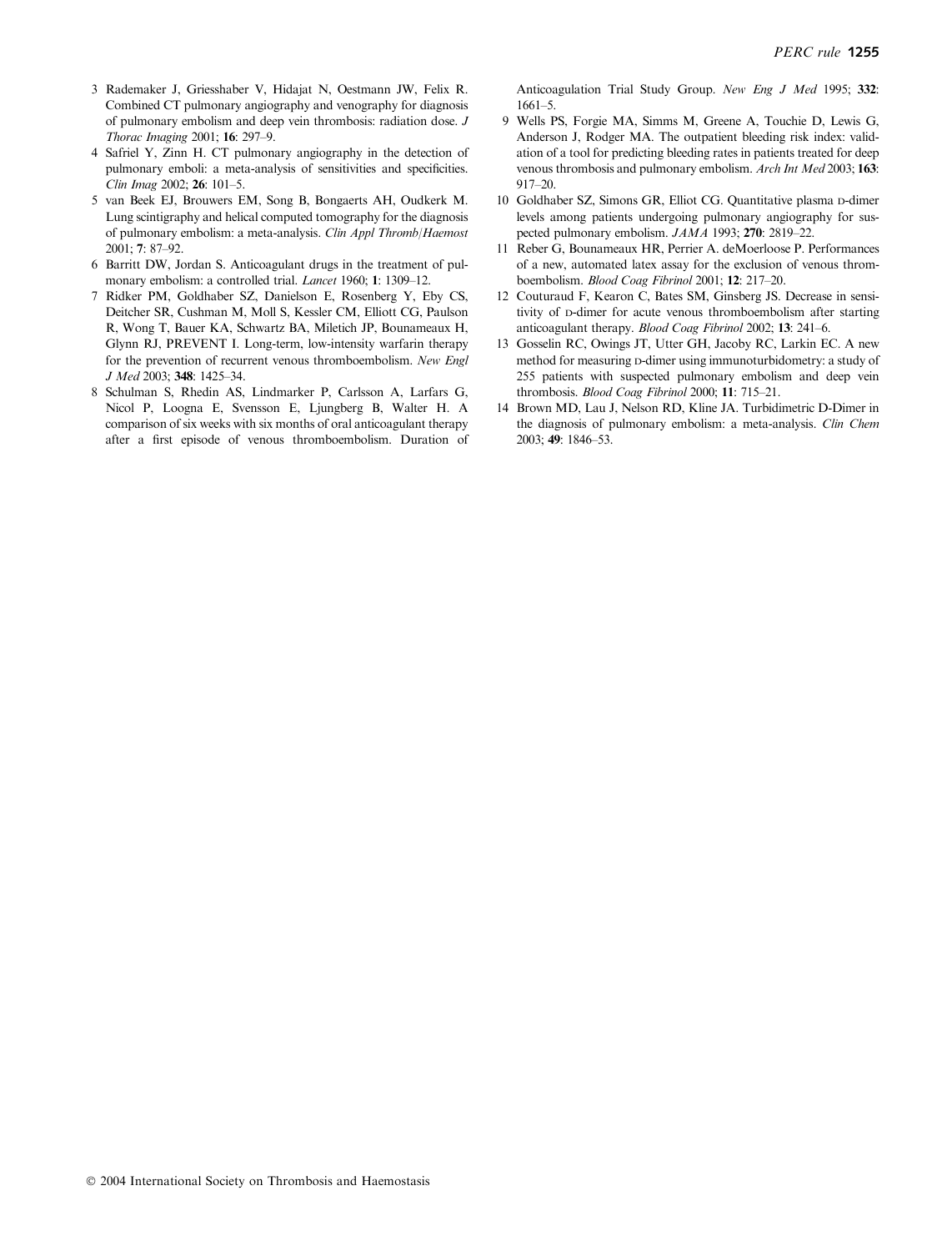3 Rademaker J, Griesshaber V, Hidajat N, Oestmann JW, Felix R. Combined CT pulmonary angiography and venography for diagnosis of pulmonary embolism and deep vein thrombosis: radiation dose. *J Thorac Imaging* 2001; **16**: 297–9.

4 Safriel Y, Zinn H. CT pulmonary angiography in the detection of pulmonary emboli: a meta-analysis of sensitivities and specificities. *Clin Imag* 2002; **26**: 101–5.

5 van Beek EJ, Brouwers EM, Song B, Bongaerts AH, Oudkerk M. Lung scintigraphy and helical computed tomography for the diagnosis of pulmonary embolism: a meta-analysis. *Clin Appl Thromb/Haemost* 2001; **7**: 87–92.

6 Barritt DW, Jordan S. Anticoagulant drugs in the treatment of pulmonary embolism: a controlled trial. *Lancet* 1960; **1**: 1309–12.

7 Ridker PM, Goldhaber SZ, Danielson E, Rosenberg Y, Eby CS, Deitcher SR, Cushman M, Moll S, Kessler CM, Elliott CG, Paulson R, Wong T, Bauer KA, Schwartz BA, Miletich JP, Bounameaux H, Glynn RJ, PREVENT I. Long-term, low-intensity warfarin therapy for the prevention of recurrent venous thromboembolism. *New Engl J Med* 2003; **348**: 1425–34.

8 Schulman S, Rhedin AS, Lindmarker P, Carlsson A, Larfars G, Nicol P, Loogna E, Svensson E, Ljungberg B, Walter H. A comparison of six weeks with six months of oral anticoagulant therapy after a first episode of venous thromboembolism. Duration of Anticoagulation Trial Study Group. *New Eng J Med* 1995; **332**: 1661–5.

9 Wells PS, Forgie MA, Simms M, Greene A, Touchie D, Lewis G, Anderson J, Rodger MA. The outpatient bleeding risk index: validation of a tool for predicting bleeding rates in patients treated for deep venous thrombosis and pulmonary embolism. *Arch Int Med* 2003; **163**: 917–20.

10 Goldhaber SZ, Simons GR, Elliot CG. Quantitative plasma D-dimer levels among patients undergoing pulmonary angiography for suspected pulmonary embolism. *JAMA* 1993; **270**: 2819–22.

11 Reber G, Bounameaux HR, Perrier A. deMoerloose P. Performances of a new, automated latex assay for the exclusion of venous thromboembolism. *Blood Coag Fibrinol* 2001; **12**: 217–20.

12 Couturaud F, Kearon C, Bates SM, Ginsberg JS. Decrease in sensitivity of D-dimer for acute venous thromboembolism after starting anticoagulant therapy. *Blood Coag Fibrinol* 2002; **13**: 241–6.

13 Gosselin RC, Owings JT, Utter GH, Jacoby RC, Larkin EC. A new method for measuring D-dimer using immunoturbidometry: a study of 255 patients with suspected pulmonary embolism and deep vein thrombosis. *Blood Coag Fibrinol* 2000; **11**: 715–21.

14 Brown MD, Lau J, Nelson RD, Kline JA. Turbidimetric D-Dimer in the diagnosis of pulmonary embolism: a meta-analysis. *Clin Chem* 2003; **49**: 1846–53.